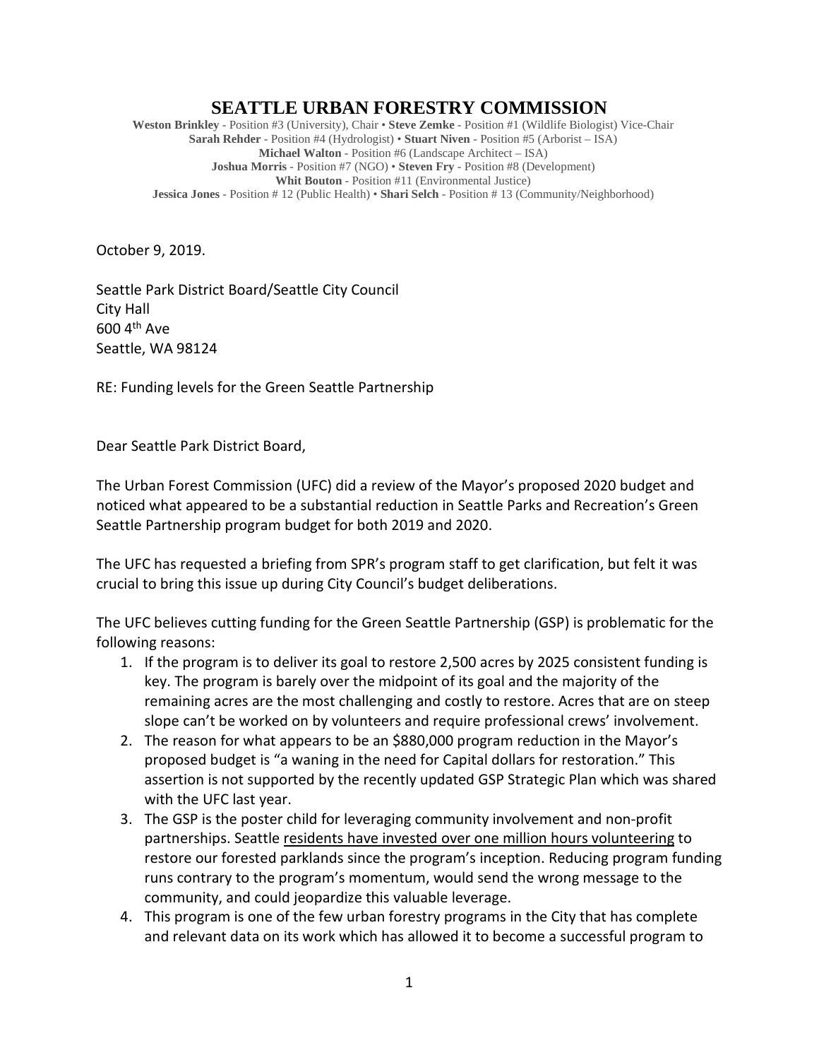# SEATTLE URBAN FORESTRY COMMISSION

**Weston Brinkley** - Position #3 (University), Chair • **Steve Zemke** - Position #1 (Wildlife Biologist) Vice-Chair
**Sarah Rehder** - Position #4 (Hydrologist) • **Stuart Niven** - Position #5 (Arborist – ISA)
**Michael Walton** - Position #6 (Landscape Architect – ISA)
**Joshua Morris** - Position #7 (NGO) • **Steven Fry** - Position #8 (Development)
**Whit Bouton** - Position #11 (Environmental Justice)
**Jessica Jones** - Position # 12 (Public Health) • **Shari Selch** - Position # 13 (Community/Neighborhood)

October 9, 2019.

Seattle Park District Board/Seattle City Council
City Hall
600 4th Ave
Seattle, WA 98124

RE: Funding levels for the Green Seattle Partnership

Dear Seattle Park District Board,

The Urban Forest Commission (UFC) did a review of the Mayor's proposed 2020 budget and noticed what appeared to be a substantial reduction in Seattle Parks and Recreation's Green Seattle Partnership program budget for both 2019 and 2020.

The UFC has requested a briefing from SPR's program staff to get clarification, but felt it was crucial to bring this issue up during City Council's budget deliberations.

The UFC believes cutting funding for the Green Seattle Partnership (GSP) is problematic for the following reasons:

1. If the program is to deliver its goal to restore 2,500 acres by 2025 consistent funding is key. The program is barely over the midpoint of its goal and the majority of the remaining acres are the most challenging and costly to restore. Acres that are on steep slope can't be worked on by volunteers and require professional crews' involvement.
2. The reason for what appears to be an $880,000 program reduction in the Mayor's proposed budget is "a waning in the need for Capital dollars for restoration." This assertion is not supported by the recently updated GSP Strategic Plan which was shared with the UFC last year.
3. The GSP is the poster child for leveraging community involvement and non-profit partnerships. Seattle residents have invested over one million hours volunteering to restore our forested parklands since the program's inception. Reducing program funding runs contrary to the program's momentum, would send the wrong message to the community, and could jeopardize this valuable leverage.
4. This program is one of the few urban forestry programs in the City that has complete and relevant data on its work which has allowed it to become a successful program to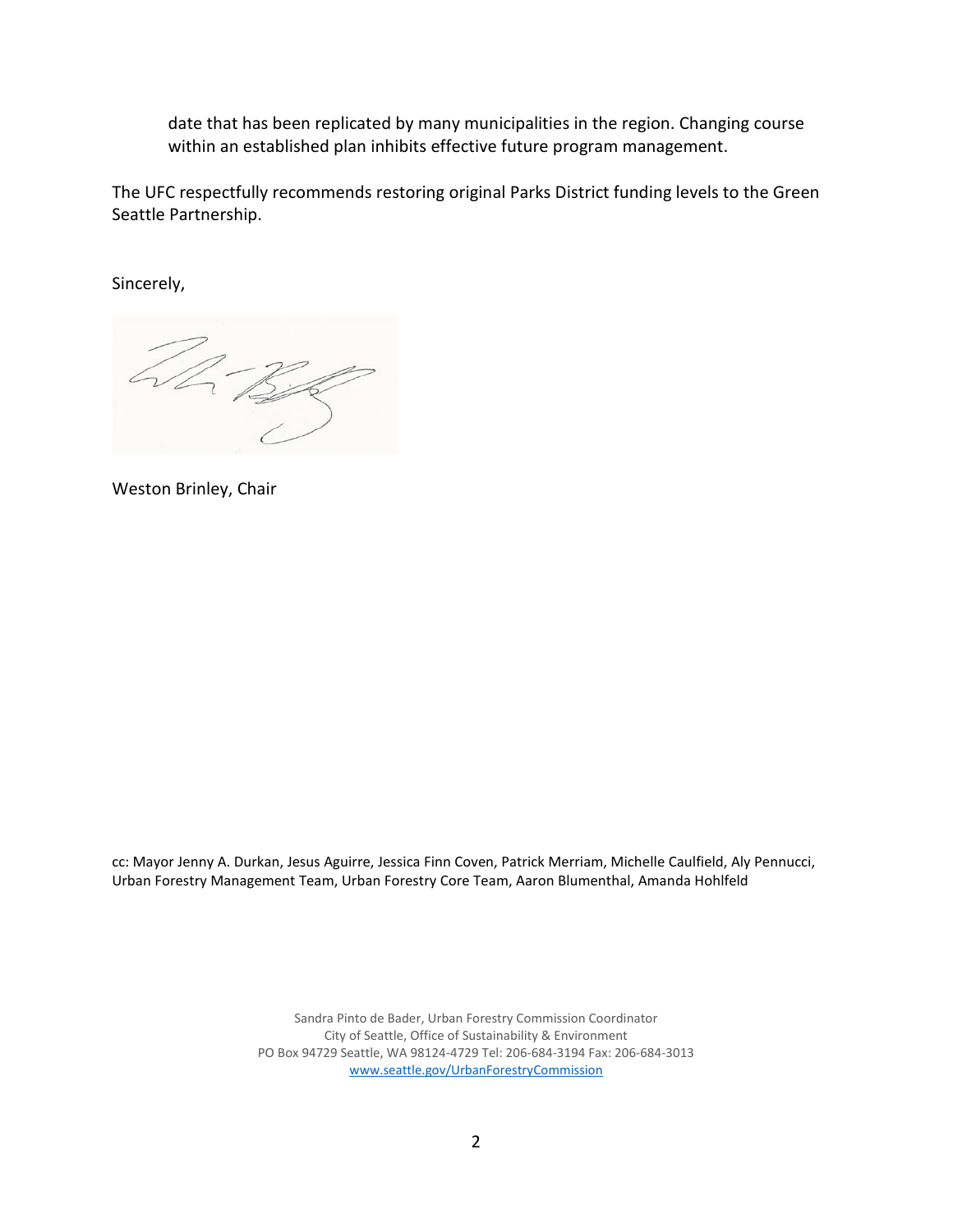date that has been replicated by many municipalities in the region. Changing course within an established plan inhibits effective future program management.

The UFC respectfully recommends restoring original Parks District funding levels to the Green Seattle Partnership.

Sincerely,

Weston Brinley, Chair

cc: Mayor Jenny A. Durkan, Jesus Aguirre, Jessica Finn Coven, Patrick Merriam, Michelle Caulfield, Aly Pennucci, Urban Forestry Management Team, Urban Forestry Core Team, Aaron Blumenthal, Amanda Hohlfeld

Sandra Pinto de Bader, Urban Forestry Commission Coordinator
City of Seattle, Office of Sustainability & Environment
PO Box 94729 Seattle, WA 98124-4729 Tel: 206-684-3194 Fax: 206-684-3013
[www.seattle.gov/UrbanForestryCommission](http://www.seattle.gov/UrbanForestryCommission)